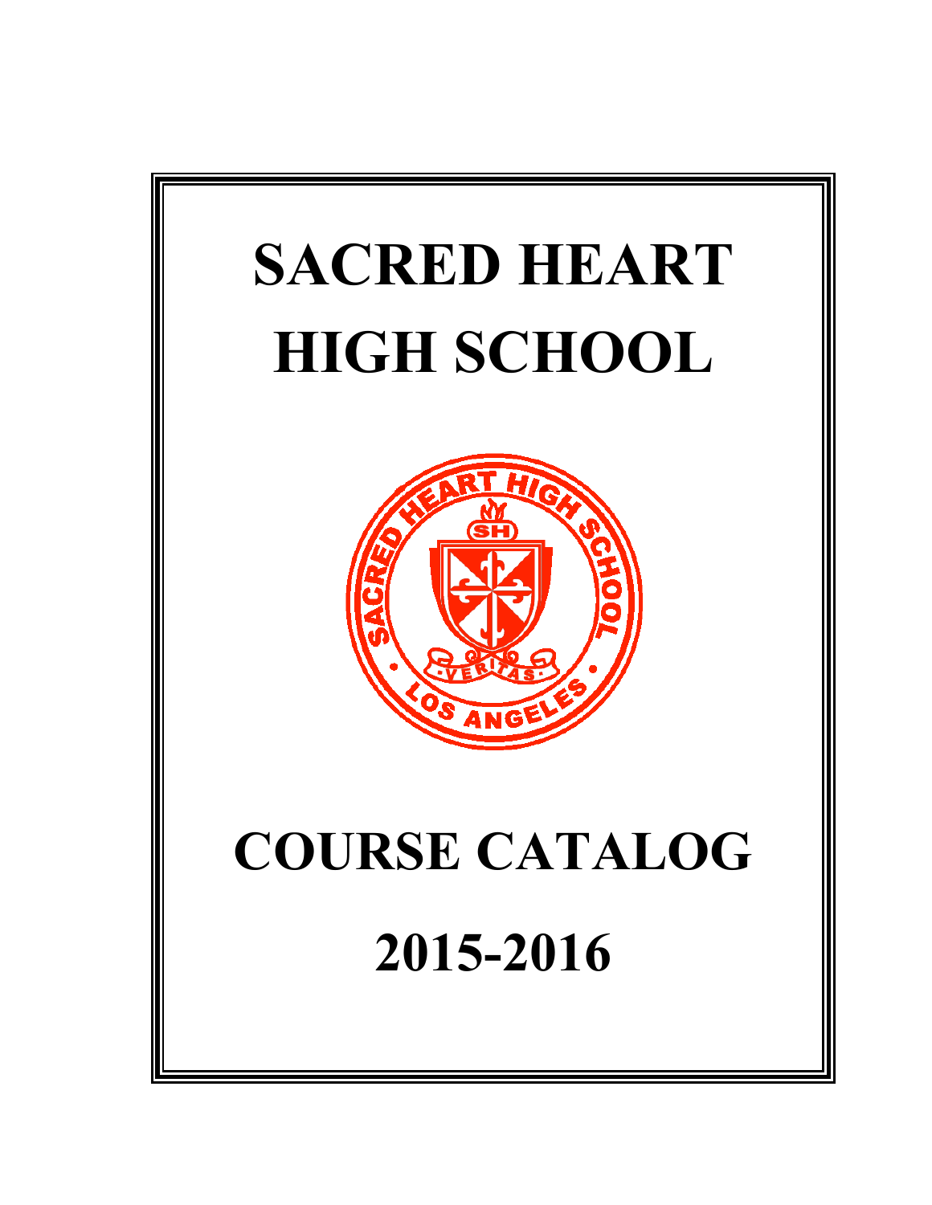# SACRED HEART HIGH SCHOOL

# COURSE CATALOG

# 2015-2016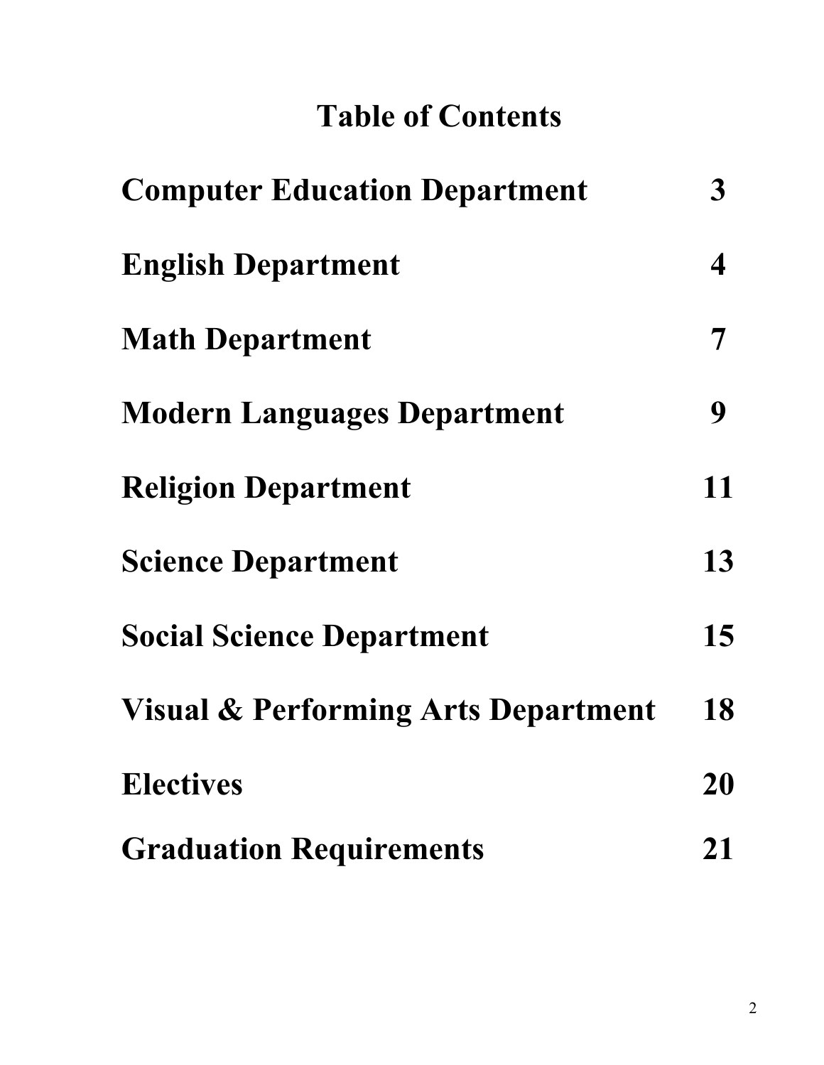# Table of Contents

| | |
|---|---|
| **Computer Education Department** | **3** |
| **English Department** | **4** |
| **Math Department** | **7** |
| **Modern Languages Department** | **9** |
| **Religion Department** | **11** |
| **Science Department** | **13** |
| **Social Science Department** | **15** |
| **Visual & Performing Arts Department** | **18** |
| **Electives** | **20** |
| **Graduation Requirements** | **21** |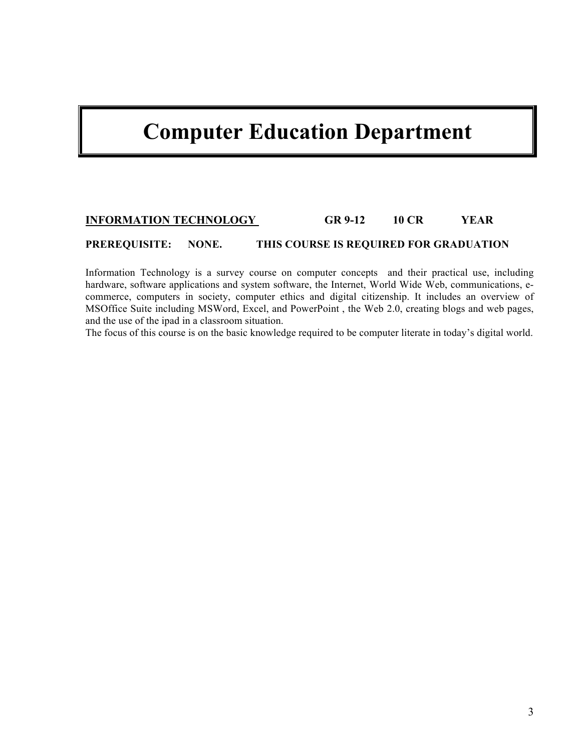# Computer Education Department

**<u>INFORMATION TECHNOLOGY</u>** **GR 9-12** **10 CR** **YEAR**

**PREREQUISITE: NONE. THIS COURSE IS REQUIRED FOR GRADUATION**

Information Technology is a survey course on computer concepts and their practical use, including hardware, software applications and system software, the Internet, World Wide Web, communications, e-commerce, computers in society, computer ethics and digital citizenship. It includes an overview of MSOffice Suite including MSWord, Excel, and PowerPoint , the Web 2.0, creating blogs and web pages, and the use of the ipad in a classroom situation.
The focus of this course is on the basic knowledge required to be computer literate in today's digital world.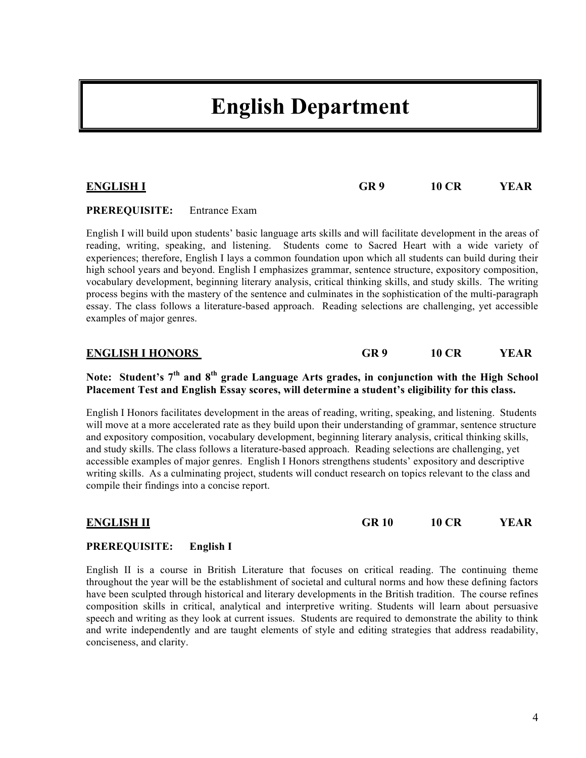# English Department

## ENGLISH I — GR 9 — 10 CR — YEAR

**PREREQUISITE:** Entrance Exam

English I will build upon students' basic language arts skills and will facilitate development in the areas of reading, writing, speaking, and listening. Students come to Sacred Heart with a wide variety of experiences; therefore, English I lays a common foundation upon which all students can build during their high school years and beyond. English I emphasizes grammar, sentence structure, expository composition, vocabulary development, beginning literary analysis, critical thinking skills, and study skills. The writing process begins with the mastery of the sentence and culminates in the sophistication of the multi-paragraph essay. The class follows a literature-based approach. Reading selections are challenging, yet accessible examples of major genres.

## ENGLISH I HONORS — GR 9 — 10 CR — YEAR

**Note: Student's 7th and 8th grade Language Arts grades, in conjunction with the High School Placement Test and English Essay scores, will determine a student's eligibility for this class.**

English I Honors facilitates development in the areas of reading, writing, speaking, and listening. Students will move at a more accelerated rate as they build upon their understanding of grammar, sentence structure and expository composition, vocabulary development, beginning literary analysis, critical thinking skills, and study skills. The class follows a literature-based approach. Reading selections are challenging, yet accessible examples of major genres. English I Honors strengthens students' expository and descriptive writing skills. As a culminating project, students will conduct research on topics relevant to the class and compile their findings into a concise report.

## ENGLISH II — GR 10 — 10 CR — YEAR

**PREREQUISITE: English I**

English II is a course in British Literature that focuses on critical reading. The continuing theme throughout the year will be the establishment of societal and cultural norms and how these defining factors have been sculpted through historical and literary developments in the British tradition. The course refines composition skills in critical, analytical and interpretive writing. Students will learn about persuasive speech and writing as they look at current issues. Students are required to demonstrate the ability to think and write independently and are taught elements of style and editing strategies that address readability, conciseness, and clarity.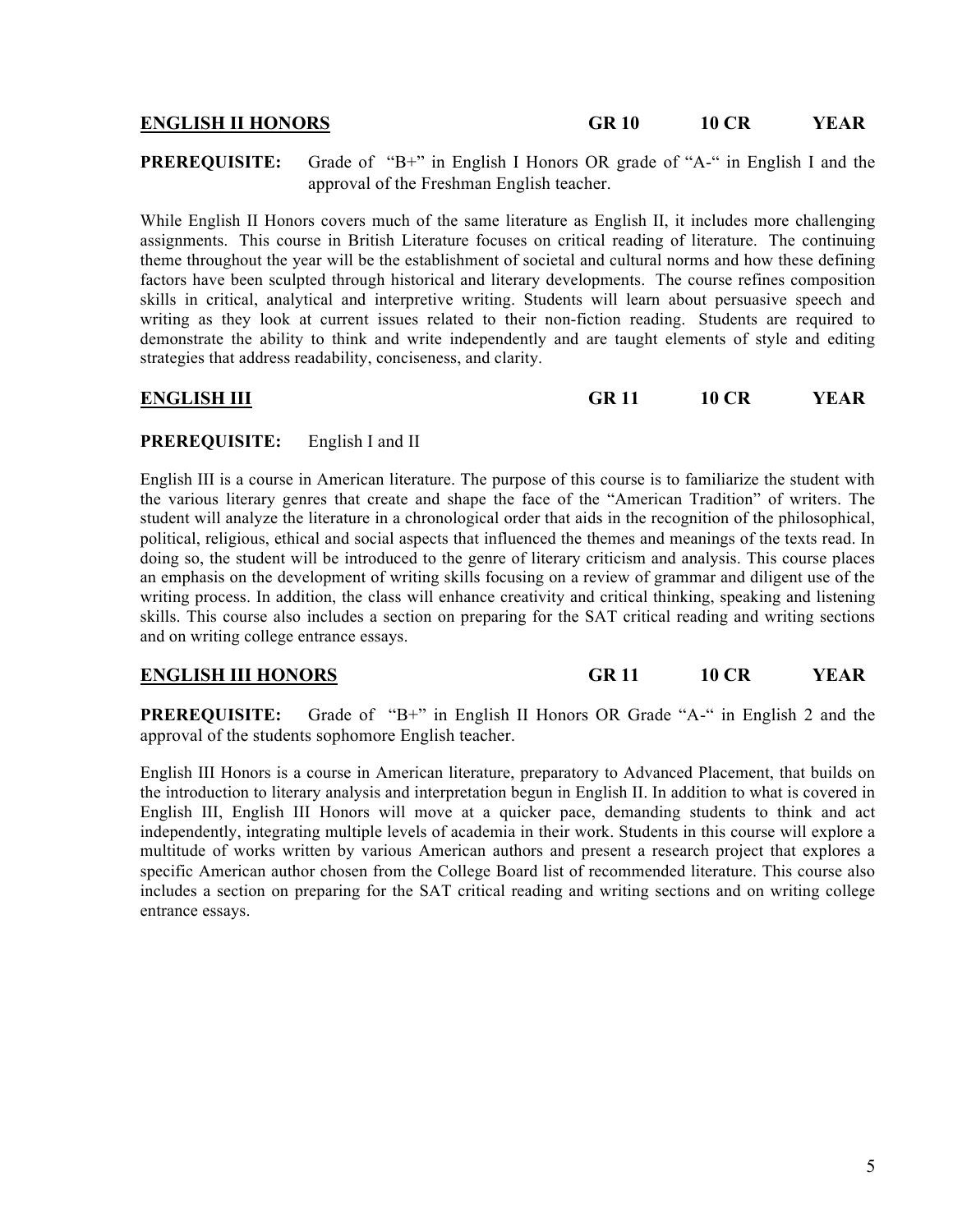### ENGLISH II HONORS — GR 10 — 10 CR — YEAR

**PREREQUISITE:** Grade of "B+" in English I Honors OR grade of "A-" in English I and the approval of the Freshman English teacher.

While English II Honors covers much of the same literature as English II, it includes more challenging assignments. This course in British Literature focuses on critical reading of literature. The continuing theme throughout the year will be the establishment of societal and cultural norms and how these defining factors have been sculpted through historical and literary developments. The course refines composition skills in critical, analytical and interpretive writing. Students will learn about persuasive speech and writing as they look at current issues related to their non-fiction reading. Students are required to demonstrate the ability to think and write independently and are taught elements of style and editing strategies that address readability, conciseness, and clarity.

### ENGLISH III — GR 11 — 10 CR — YEAR

**PREREQUISITE:** English I and II

English III is a course in American literature. The purpose of this course is to familiarize the student with the various literary genres that create and shape the face of the "American Tradition" of writers. The student will analyze the literature in a chronological order that aids in the recognition of the philosophical, political, religious, ethical and social aspects that influenced the themes and meanings of the texts read. In doing so, the student will be introduced to the genre of literary criticism and analysis. This course places an emphasis on the development of writing skills focusing on a review of grammar and diligent use of the writing process. In addition, the class will enhance creativity and critical thinking, speaking and listening skills. This course also includes a section on preparing for the SAT critical reading and writing sections and on writing college entrance essays.

### ENGLISH III HONORS — GR 11 — 10 CR — YEAR

**PREREQUISITE:** Grade of "B+" in English II Honors OR Grade "A-" in English 2 and the approval of the students sophomore English teacher.

English III Honors is a course in American literature, preparatory to Advanced Placement, that builds on the introduction to literary analysis and interpretation begun in English II. In addition to what is covered in English III, English III Honors will move at a quicker pace, demanding students to think and act independently, integrating multiple levels of academia in their work. Students in this course will explore a multitude of works written by various American authors and present a research project that explores a specific American author chosen from the College Board list of recommended literature. This course also includes a section on preparing for the SAT critical reading and writing sections and on writing college entrance essays.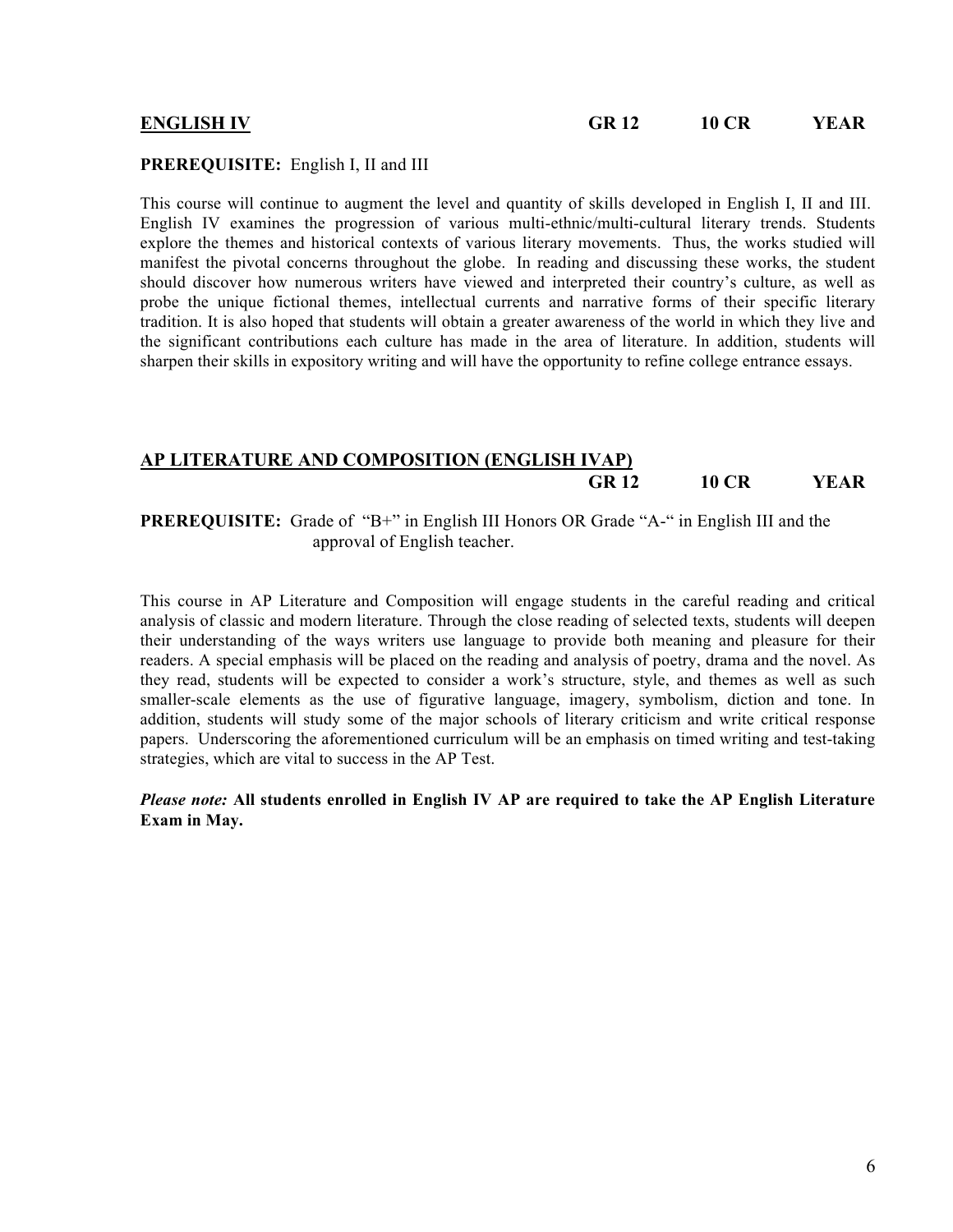## ENGLISH IV — GR 12 — 10 CR — YEAR

**PREREQUISITE:** English I, II and III

This course will continue to augment the level and quantity of skills developed in English I, II and III. English IV examines the progression of various multi-ethnic/multi-cultural literary trends. Students explore the themes and historical contexts of various literary movements. Thus, the works studied will manifest the pivotal concerns throughout the globe. In reading and discussing these works, the student should discover how numerous writers have viewed and interpreted their country's culture, as well as probe the unique fictional themes, intellectual currents and narrative forms of their specific literary tradition. It is also hoped that students will obtain a greater awareness of the world in which they live and the significant contributions each culture has made in the area of literature. In addition, students will sharpen their skills in expository writing and will have the opportunity to refine college entrance essays.

## AP LITERATURE AND COMPOSITION (ENGLISH IVAP) — GR 12 — 10 CR — YEAR

**PREREQUISITE:** Grade of "B+" in English III Honors OR Grade "A-" in English III and the approval of English teacher.

This course in AP Literature and Composition will engage students in the careful reading and critical analysis of classic and modern literature. Through the close reading of selected texts, students will deepen their understanding of the ways writers use language to provide both meaning and pleasure for their readers. A special emphasis will be placed on the reading and analysis of poetry, drama and the novel. As they read, students will be expected to consider a work's structure, style, and themes as well as such smaller-scale elements as the use of figurative language, imagery, symbolism, diction and tone. In addition, students will study some of the major schools of literary criticism and write critical response papers. Underscoring the aforementioned curriculum will be an emphasis on timed writing and test-taking strategies, which are vital to success in the AP Test.

***Please note:*** **All students enrolled in English IV AP are required to take the AP English Literature Exam in May.**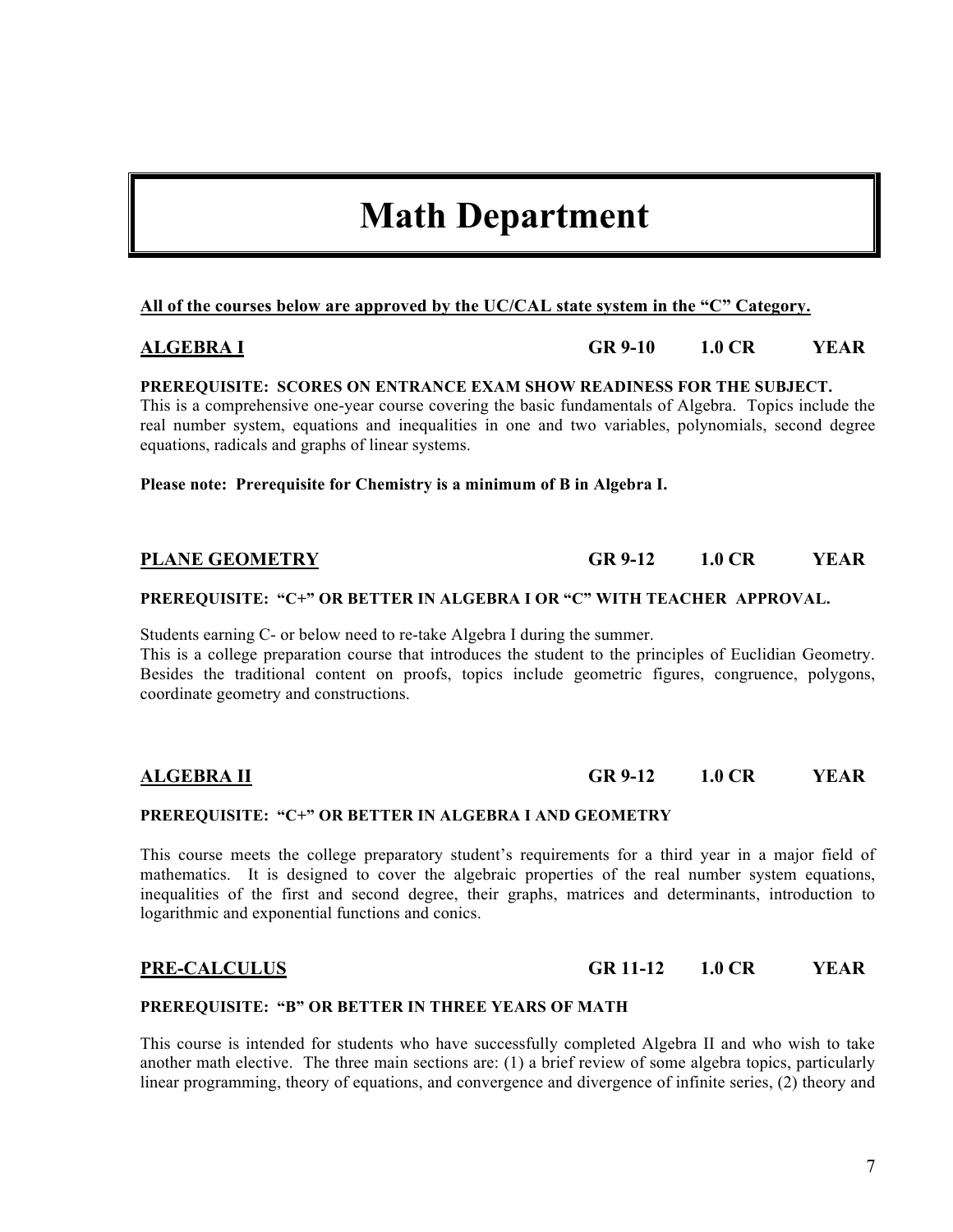# Math Department

**All of the courses below are approved by the UC/CAL state system in the "C" Category.**

## ALGEBRA I — GR 9-10 — 1.0 CR — YEAR

**PREREQUISITE: SCORES ON ENTRANCE EXAM SHOW READINESS FOR THE SUBJECT.**

This is a comprehensive one-year course covering the basic fundamentals of Algebra. Topics include the real number system, equations and inequalities in one and two variables, polynomials, second degree equations, radicals and graphs of linear systems.

**Please note: Prerequisite for Chemistry is a minimum of B in Algebra I.**

## PLANE GEOMETRY — GR 9-12 — 1.0 CR — YEAR

**PREREQUISITE: "C+" OR BETTER IN ALGEBRA I OR "C" WITH TEACHER APPROVAL.**

Students earning C- or below need to re-take Algebra I during the summer.
This is a college preparation course that introduces the student to the principles of Euclidian Geometry. Besides the traditional content on proofs, topics include geometric figures, congruence, polygons, coordinate geometry and constructions.

## ALGEBRA II — GR 9-12 — 1.0 CR — YEAR

**PREREQUISITE: "C+" OR BETTER IN ALGEBRA I AND GEOMETRY**

This course meets the college preparatory student's requirements for a third year in a major field of mathematics. It is designed to cover the algebraic properties of the real number system equations, inequalities of the first and second degree, their graphs, matrices and determinants, introduction to logarithmic and exponential functions and conics.

## PRE-CALCULUS — GR 11-12 — 1.0 CR — YEAR

**PREREQUISITE: "B" OR BETTER IN THREE YEARS OF MATH**

This course is intended for students who have successfully completed Algebra II and who wish to take another math elective. The three main sections are: (1) a brief review of some algebra topics, particularly linear programming, theory of equations, and convergence and divergence of infinite series, (2) theory and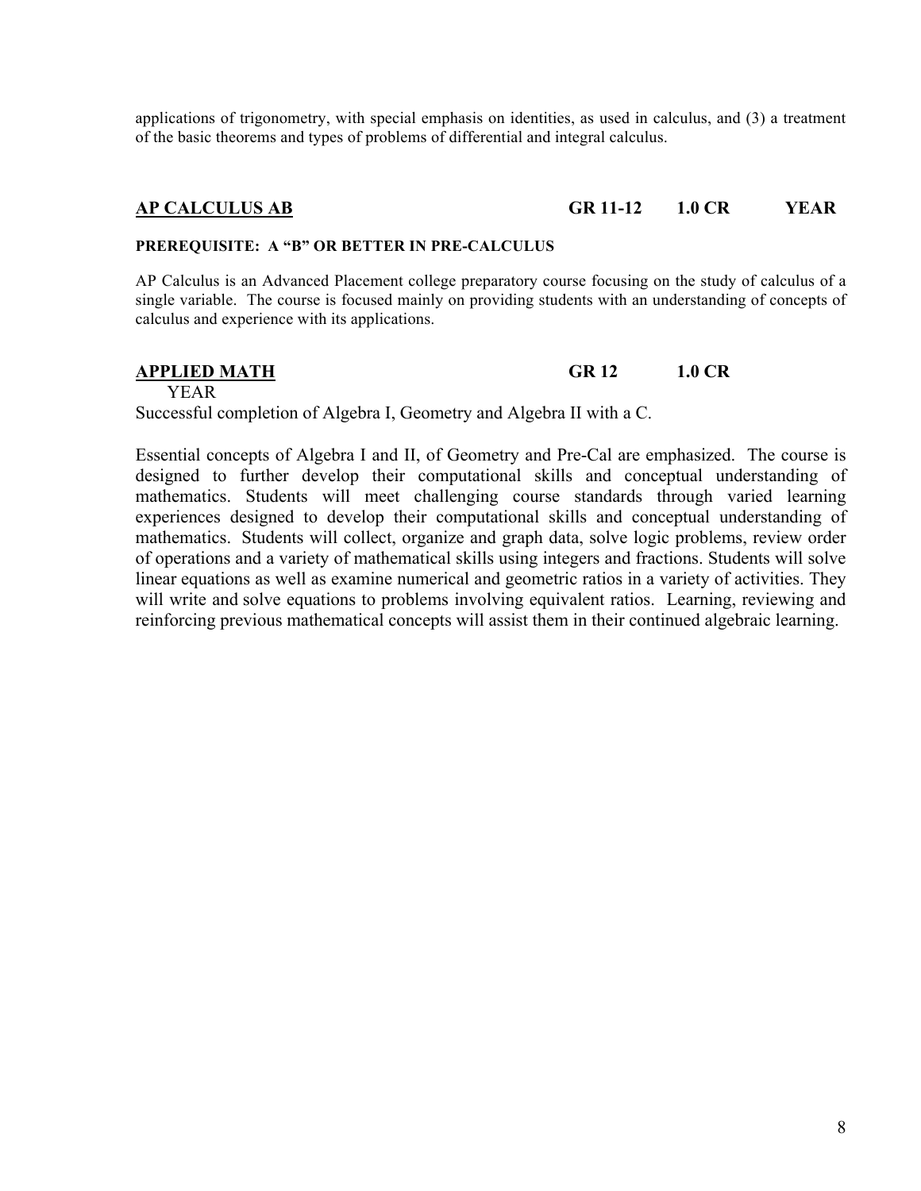applications of trigonometry, with special emphasis on identities, as used in calculus, and (3) a treatment of the basic theorems and types of problems of differential and integral calculus.

## AP CALCULUS AB — GR 11-12 — 1.0 CR — YEAR

**PREREQUISITE: A "B" OR BETTER IN PRE-CALCULUS**

AP Calculus is an Advanced Placement college preparatory course focusing on the study of calculus of a single variable. The course is focused mainly on providing students with an understanding of concepts of calculus and experience with its applications.

## APPLIED MATH — GR 12 — 1.0 CR

YEAR

Successful completion of Algebra I, Geometry and Algebra II with a C.

Essential concepts of Algebra I and II, of Geometry and Pre-Cal are emphasized. The course is designed to further develop their computational skills and conceptual understanding of mathematics. Students will meet challenging course standards through varied learning experiences designed to develop their computational skills and conceptual understanding of mathematics. Students will collect, organize and graph data, solve logic problems, review order of operations and a variety of mathematical skills using integers and fractions. Students will solve linear equations as well as examine numerical and geometric ratios in a variety of activities. They will write and solve equations to problems involving equivalent ratios. Learning, reviewing and reinforcing previous mathematical concepts will assist them in their continued algebraic learning.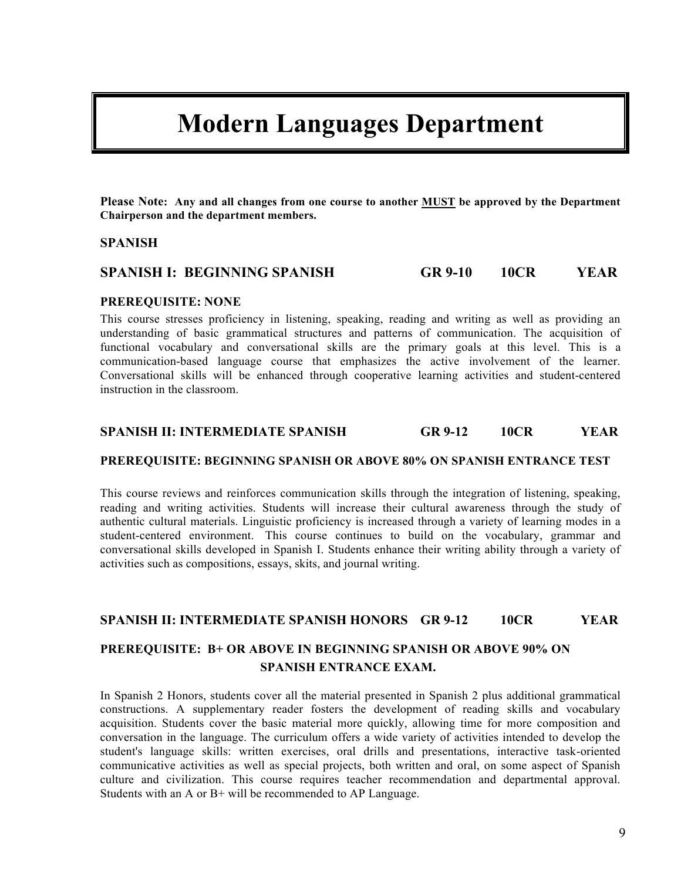# Modern Languages Department

**Please Note: Any and all changes from one course to another <u>MUST</u> be approved by the Department Chairperson and the department members.**

## SPANISH

### SPANISH I: BEGINNING SPANISH    GR 9-10    10CR    YEAR

**PREREQUISITE: NONE**

This course stresses proficiency in listening, speaking, reading and writing as well as providing an understanding of basic grammatical structures and patterns of communication. The acquisition of functional vocabulary and conversational skills are the primary goals at this level. This is a communication-based language course that emphasizes the active involvement of the learner. Conversational skills will be enhanced through cooperative learning activities and student-centered instruction in the classroom.

### SPANISH II: INTERMEDIATE SPANISH    GR 9-12    10CR    YEAR

**PREREQUISITE: BEGINNING SPANISH OR ABOVE 80% ON SPANISH ENTRANCE TEST**

This course reviews and reinforces communication skills through the integration of listening, speaking, reading and writing activities. Students will increase their cultural awareness through the study of authentic cultural materials. Linguistic proficiency is increased through a variety of learning modes in a student-centered environment. This course continues to build on the vocabulary, grammar and conversational skills developed in Spanish I. Students enhance their writing ability through a variety of activities such as compositions, essays, skits, and journal writing.

### SPANISH II: INTERMEDIATE SPANISH HONORS    GR 9-12    10CR    YEAR

**PREREQUISITE: B+ OR ABOVE IN BEGINNING SPANISH OR ABOVE 90% ON SPANISH ENTRANCE EXAM.**

In Spanish 2 Honors, students cover all the material presented in Spanish 2 plus additional grammatical constructions. A supplementary reader fosters the development of reading skills and vocabulary acquisition. Students cover the basic material more quickly, allowing time for more composition and conversation in the language. The curriculum offers a wide variety of activities intended to develop the student's language skills: written exercises, oral drills and presentations, interactive task-oriented communicative activities as well as special projects, both written and oral, on some aspect of Spanish culture and civilization. This course requires teacher recommendation and departmental approval. Students with an A or B+ will be recommended to AP Language.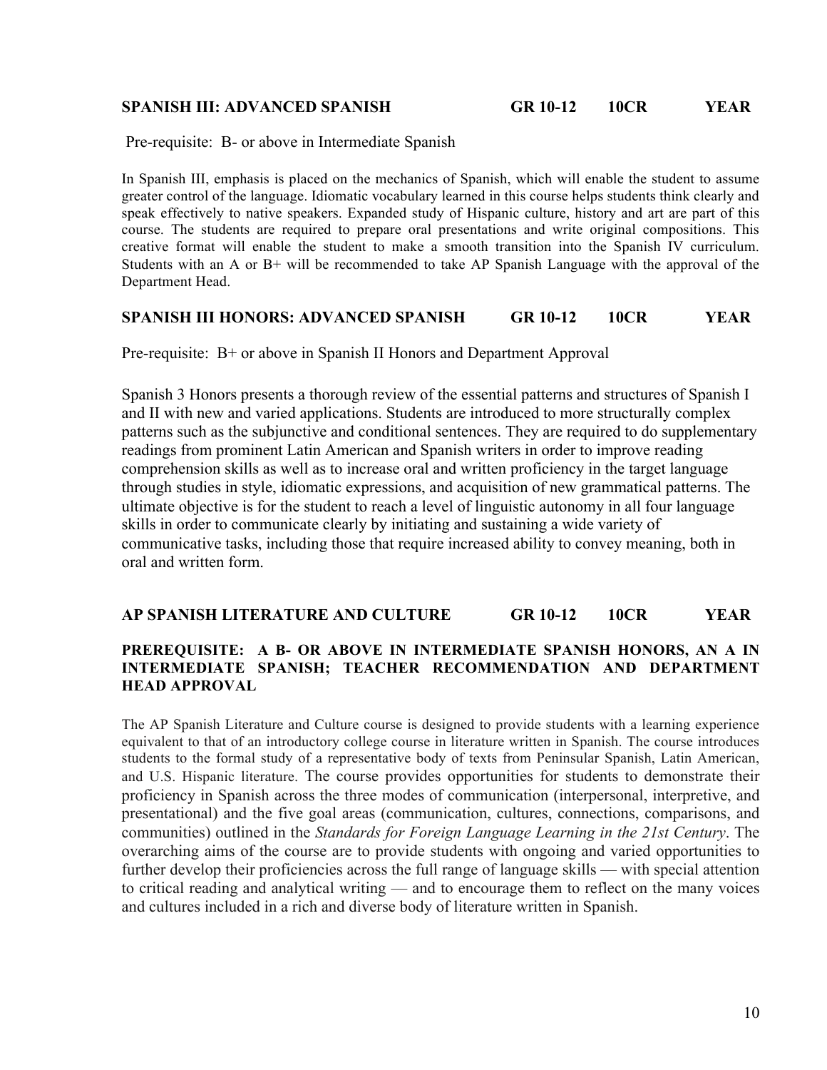**SPANISH III: ADVANCED SPANISH GR 10-12 10CR YEAR**

Pre-requisite: B- or above in Intermediate Spanish

In Spanish III, emphasis is placed on the mechanics of Spanish, which will enable the student to assume greater control of the language. Idiomatic vocabulary learned in this course helps students think clearly and speak effectively to native speakers. Expanded study of Hispanic culture, history and art are part of this course. The students are required to prepare oral presentations and write original compositions. This creative format will enable the student to make a smooth transition into the Spanish IV curriculum. Students with an A or B+ will be recommended to take AP Spanish Language with the approval of the Department Head.

**SPANISH III HONORS: ADVANCED SPANISH GR 10-12 10CR YEAR**

Pre-requisite: B+ or above in Spanish II Honors and Department Approval

Spanish 3 Honors presents a thorough review of the essential patterns and structures of Spanish I and II with new and varied applications. Students are introduced to more structurally complex patterns such as the subjunctive and conditional sentences. They are required to do supplementary readings from prominent Latin American and Spanish writers in order to improve reading comprehension skills as well as to increase oral and written proficiency in the target language through studies in style, idiomatic expressions, and acquisition of new grammatical patterns. The ultimate objective is for the student to reach a level of linguistic autonomy in all four language skills in order to communicate clearly by initiating and sustaining a wide variety of communicative tasks, including those that require increased ability to convey meaning, both in oral and written form.

**AP SPANISH LITERATURE AND CULTURE GR 10-12 10CR YEAR**

**PREREQUISITE: A B- OR ABOVE IN INTERMEDIATE SPANISH HONORS, AN A IN INTERMEDIATE SPANISH; TEACHER RECOMMENDATION AND DEPARTMENT HEAD APPROVAL**

The AP Spanish Literature and Culture course is designed to provide students with a learning experience equivalent to that of an introductory college course in literature written in Spanish. The course introduces students to the formal study of a representative body of texts from Peninsular Spanish, Latin American, and U.S. Hispanic literature. The course provides opportunities for students to demonstrate their proficiency in Spanish across the three modes of communication (interpersonal, interpretive, and presentational) and the five goal areas (communication, cultures, connections, comparisons, and communities) outlined in the *Standards for Foreign Language Learning in the 21st Century*. The overarching aims of the course are to provide students with ongoing and varied opportunities to further develop their proficiencies across the full range of language skills — with special attention to critical reading and analytical writing — and to encourage them to reflect on the many voices and cultures included in a rich and diverse body of literature written in Spanish.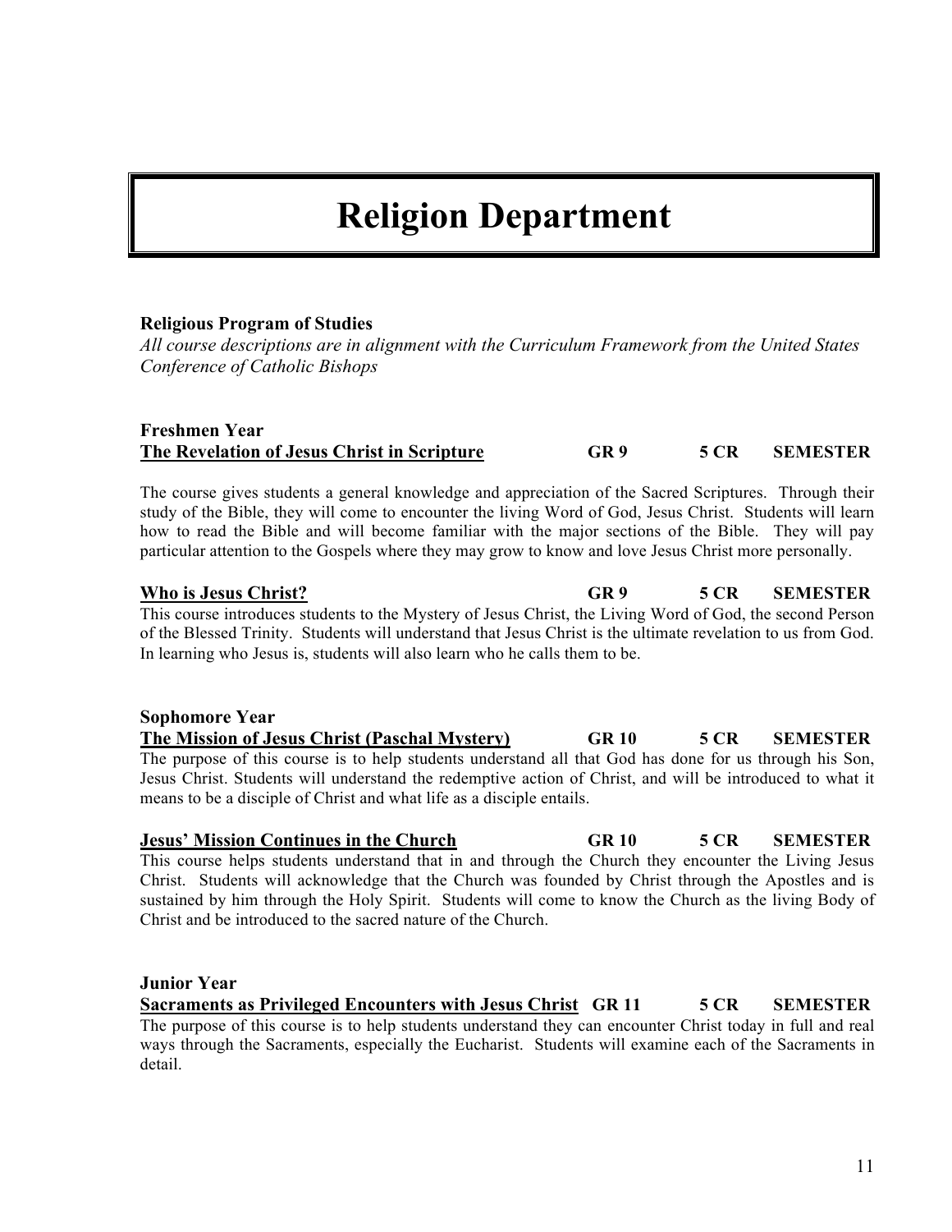# Religion Department

**Religious Program of Studies**
*All course descriptions are in alignment with the Curriculum Framework from the United States Conference of Catholic Bishops*

### Freshmen Year

**The Revelation of Jesus Christ in Scripture** — **GR 9** — **5 CR** — **SEMESTER**

The course gives students a general knowledge and appreciation of the Sacred Scriptures. Through their study of the Bible, they will come to encounter the living Word of God, Jesus Christ. Students will learn how to read the Bible and will become familiar with the major sections of the Bible. They will pay particular attention to the Gospels where they may grow to know and love Jesus Christ more personally.

**Who is Jesus Christ?** — **GR 9** — **5 CR** — **SEMESTER**

This course introduces students to the Mystery of Jesus Christ, the Living Word of God, the second Person of the Blessed Trinity. Students will understand that Jesus Christ is the ultimate revelation to us from God. In learning who Jesus is, students will also learn who he calls them to be.

### Sophomore Year

**The Mission of Jesus Christ (Paschal Mystery)** — **GR 10** — **5 CR** — **SEMESTER**

The purpose of this course is to help students understand all that God has done for us through his Son, Jesus Christ. Students will understand the redemptive action of Christ, and will be introduced to what it means to be a disciple of Christ and what life as a disciple entails.

**Jesus' Mission Continues in the Church** — **GR 10** — **5 CR** — **SEMESTER**

This course helps students understand that in and through the Church they encounter the Living Jesus Christ. Students will acknowledge that the Church was founded by Christ through the Apostles and is sustained by him through the Holy Spirit. Students will come to know the Church as the living Body of Christ and be introduced to the sacred nature of the Church.

### Junior Year

**Sacraments as Privileged Encounters with Jesus Christ** — **GR 11** — **5 CR** — **SEMESTER**

The purpose of this course is to help students understand they can encounter Christ today in full and real ways through the Sacraments, especially the Eucharist. Students will examine each of the Sacraments in detail.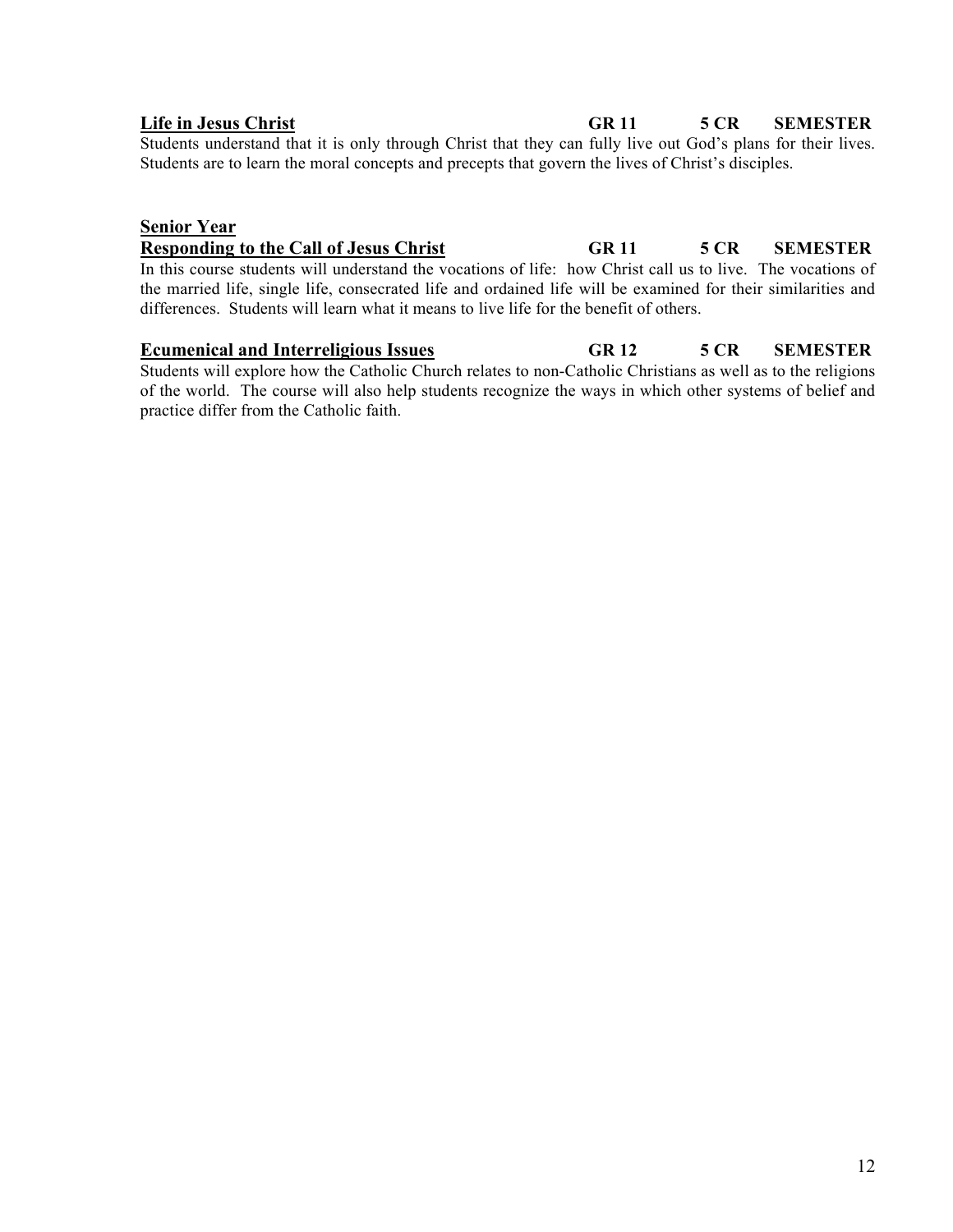**<u>Life in Jesus Christ</u>** **GR 11** **5 CR** **SEMESTER**

Students understand that it is only through Christ that they can fully live out God's plans for their lives. Students are to learn the moral concepts and precepts that govern the lives of Christ's disciples.

**<u>Senior Year</u>**

**<u>Responding to the Call of Jesus Christ</u>** **GR 11** **5 CR** **SEMESTER**

In this course students will understand the vocations of life: how Christ call us to live. The vocations of the married life, single life, consecrated life and ordained life will be examined for their similarities and differences. Students will learn what it means to live life for the benefit of others.

**<u>Ecumenical and Interreligious Issues</u>** **GR 12** **5 CR** **SEMESTER**

Students will explore how the Catholic Church relates to non-Catholic Christians as well as to the religions of the world. The course will also help students recognize the ways in which other systems of belief and practice differ from the Catholic faith.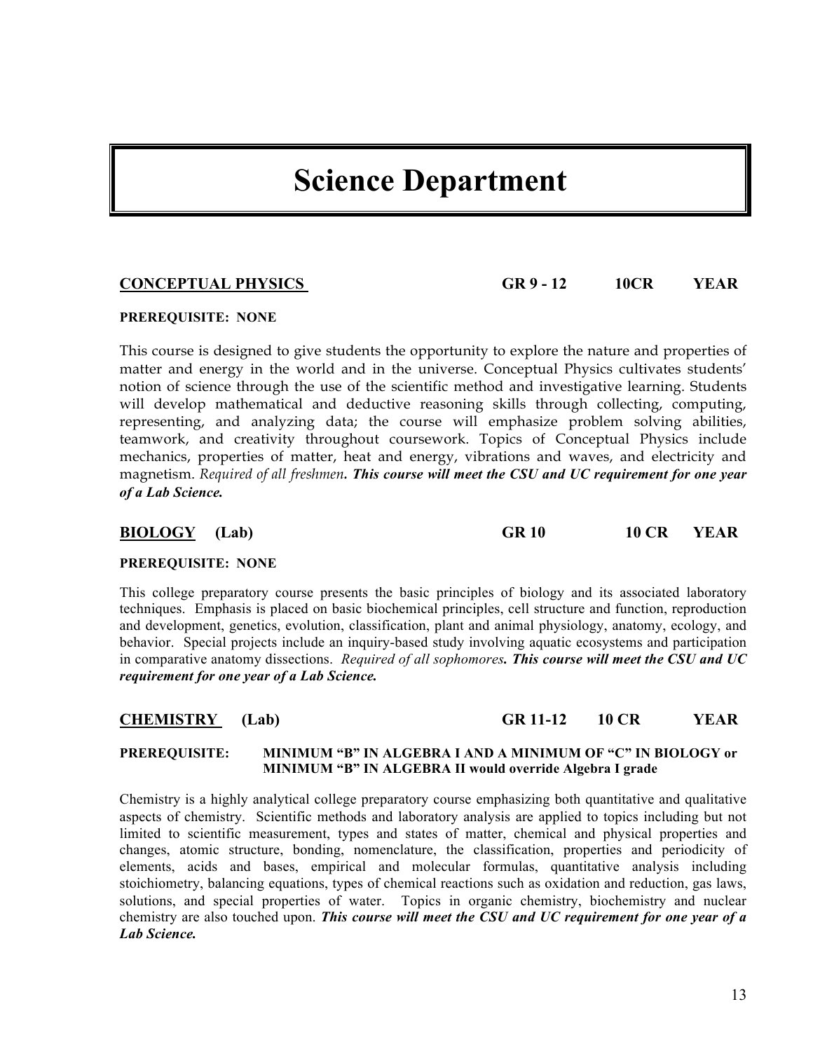# Science Department

**CONCEPTUAL PHYSICS** **GR 9 - 12** **10CR** **YEAR**

**PREREQUISITE: NONE**

This course is designed to give students the opportunity to explore the nature and properties of matter and energy in the world and in the universe. Conceptual Physics cultivates students' notion of science through the use of the scientific method and investigative learning. Students will develop mathematical and deductive reasoning skills through collecting, computing, representing, and analyzing data; the course will emphasize problem solving abilities, teamwork, and creativity throughout coursework. Topics of Conceptual Physics include mechanics, properties of matter, heat and energy, vibrations and waves, and electricity and magnetism. *Required of all freshmen*. ***This course will meet the CSU and UC requirement for one year of a Lab Science.***

**BIOLOGY (Lab)** **GR 10** **10 CR** **YEAR**

**PREREQUISITE: NONE**

This college preparatory course presents the basic principles of biology and its associated laboratory techniques. Emphasis is placed on basic biochemical principles, cell structure and function, reproduction and development, genetics, evolution, classification, plant and animal physiology, anatomy, ecology, and behavior. Special projects include an inquiry-based study involving aquatic ecosystems and participation in comparative anatomy dissections. *Required of all sophomores*. ***This course will meet the CSU and UC requirement for one year of a Lab Science.***

**CHEMISTRY (Lab)** **GR 11-12** **10 CR** **YEAR**

**PREREQUISITE: MINIMUM "B" IN ALGEBRA I AND A MINIMUM OF "C" IN BIOLOGY or MINIMUM "B" IN ALGEBRA II would override Algebra I grade**

Chemistry is a highly analytical college preparatory course emphasizing both quantitative and qualitative aspects of chemistry. Scientific methods and laboratory analysis are applied to topics including but not limited to scientific measurement, types and states of matter, chemical and physical properties and changes, atomic structure, bonding, nomenclature, the classification, properties and periodicity of elements, acids and bases, empirical and molecular formulas, quantitative analysis including stoichiometry, balancing equations, types of chemical reactions such as oxidation and reduction, gas laws, solutions, and special properties of water. Topics in organic chemistry, biochemistry and nuclear chemistry are also touched upon. ***This course will meet the CSU and UC requirement for one year of a Lab Science.***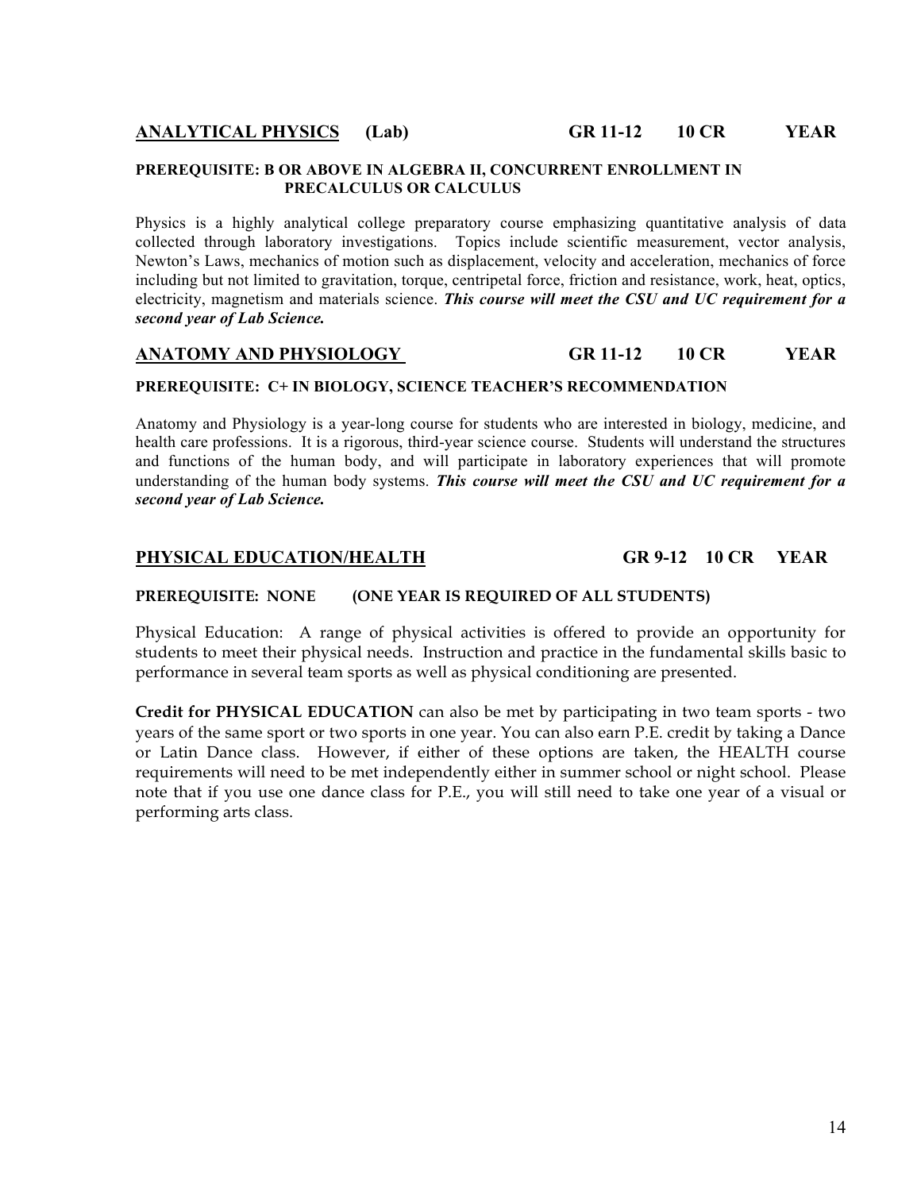## <u>ANALYTICAL PHYSICS</u> (Lab) GR 11-12 10 CR YEAR

**PREREQUISITE: B OR ABOVE IN ALGEBRA II, CONCURRENT ENROLLMENT IN PRECALCULUS OR CALCULUS**

Physics is a highly analytical college preparatory course emphasizing quantitative analysis of data collected through laboratory investigations. Topics include scientific measurement, vector analysis, Newton's Laws, mechanics of motion such as displacement, velocity and acceleration, mechanics of force including but not limited to gravitation, torque, centripetal force, friction and resistance, work, heat, optics, electricity, magnetism and materials science. ***This course will meet the CSU and UC requirement for a second year of Lab Science.***

## <u>ANATOMY AND PHYSIOLOGY</u> GR 11-12 10 CR YEAR

**PREREQUISITE: C+ IN BIOLOGY, SCIENCE TEACHER'S RECOMMENDATION**

Anatomy and Physiology is a year-long course for students who are interested in biology, medicine, and health care professions. It is a rigorous, third-year science course. Students will understand the structures and functions of the human body, and will participate in laboratory experiences that will promote understanding of the human body systems. ***This course will meet the CSU and UC requirement for a second year of Lab Science.***

## <u>PHYSICAL EDUCATION/HEALTH</u> GR 9-12 10 CR YEAR

**PREREQUISITE: NONE (ONE YEAR IS REQUIRED OF ALL STUDENTS)**

Physical Education: A range of physical activities is offered to provide an opportunity for students to meet their physical needs. Instruction and practice in the fundamental skills basic to performance in several team sports as well as physical conditioning are presented.

**Credit for PHYSICAL EDUCATION** can also be met by participating in two team sports - two years of the same sport or two sports in one year. You can also earn P.E. credit by taking a Dance or Latin Dance class. However, if either of these options are taken, the HEALTH course requirements will need to be met independently either in summer school or night school. Please note that if you use one dance class for P.E., you will still need to take one year of a visual or performing arts class.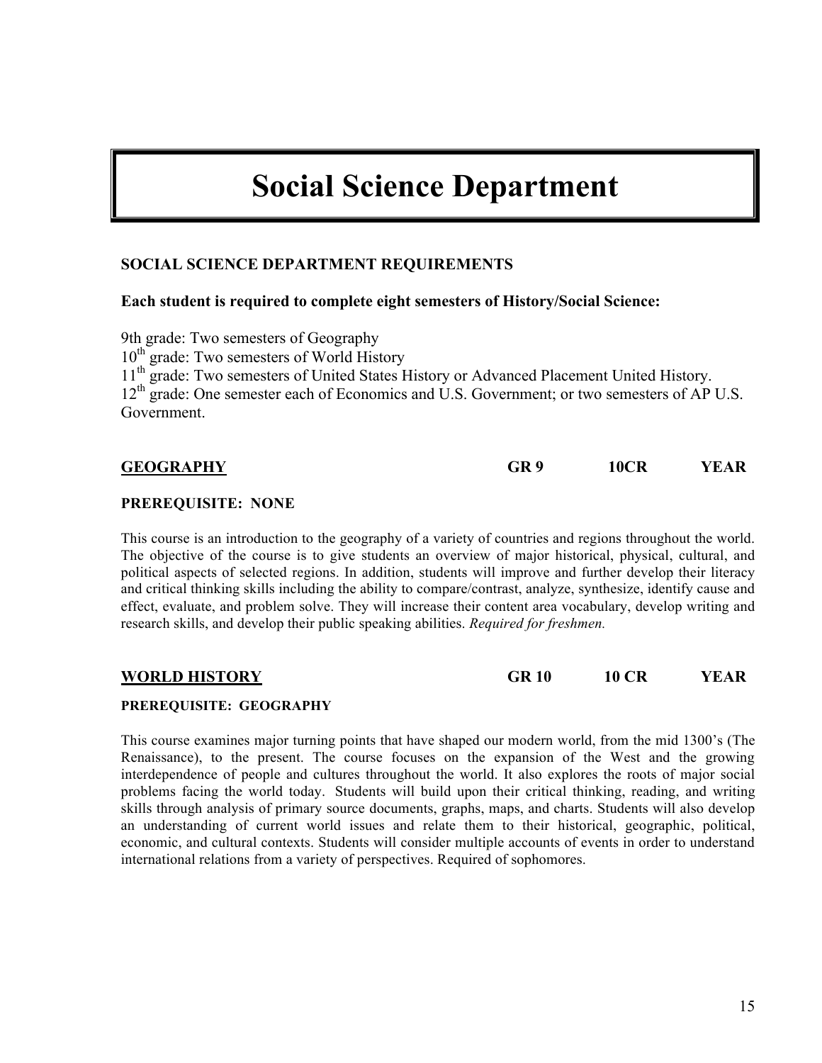# Social Science Department

**SOCIAL SCIENCE DEPARTMENT REQUIREMENTS**

**Each student is required to complete eight semesters of History/Social Science:**

9th grade: Two semesters of Geography
10th grade: Two semesters of World History
11th grade: Two semesters of United States History or Advanced Placement United History.
12th grade: One semester each of Economics and U.S. Government; or two semesters of AP U.S. Government.

**GEOGRAPHY** GR 9 10CR YEAR

**PREREQUISITE: NONE**

This course is an introduction to the geography of a variety of countries and regions throughout the world. The objective of the course is to give students an overview of major historical, physical, cultural, and political aspects of selected regions. In addition, students will improve and further develop their literacy and critical thinking skills including the ability to compare/contrast, analyze, synthesize, identify cause and effect, evaluate, and problem solve. They will increase their content area vocabulary, develop writing and research skills, and develop their public speaking abilities. *Required for freshmen.*

**WORLD HISTORY** GR 10 10 CR YEAR

**PREREQUISITE: GEOGRAPHY**

This course examines major turning points that have shaped our modern world, from the mid 1300's (The Renaissance), to the present. The course focuses on the expansion of the West and the growing interdependence of people and cultures throughout the world. It also explores the roots of major social problems facing the world today. Students will build upon their critical thinking, reading, and writing skills through analysis of primary source documents, graphs, maps, and charts. Students will also develop an understanding of current world issues and relate them to their historical, geographic, political, economic, and cultural contexts. Students will consider multiple accounts of events in order to understand international relations from a variety of perspectives. Required of sophomores.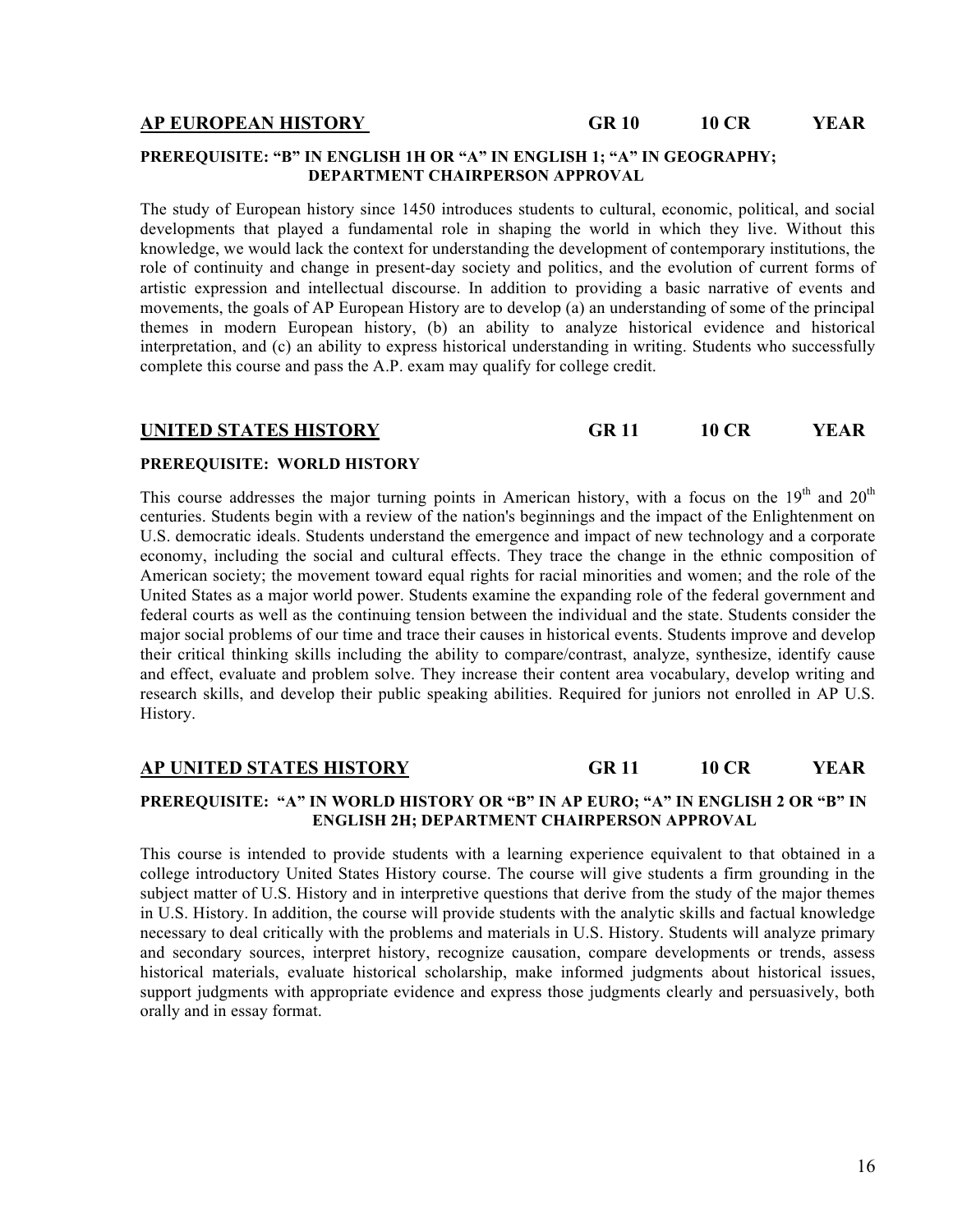## AP EUROPEAN HISTORY　　GR 10　　10 CR　　YEAR

**PREREQUISITE: "B" IN ENGLISH 1H OR "A" IN ENGLISH 1; "A" IN GEOGRAPHY; DEPARTMENT CHAIRPERSON APPROVAL**

The study of European history since 1450 introduces students to cultural, economic, political, and social developments that played a fundamental role in shaping the world in which they live. Without this knowledge, we would lack the context for understanding the development of contemporary institutions, the role of continuity and change in present-day society and politics, and the evolution of current forms of artistic expression and intellectual discourse. In addition to providing a basic narrative of events and movements, the goals of AP European History are to develop (a) an understanding of some of the principal themes in modern European history, (b) an ability to analyze historical evidence and historical interpretation, and (c) an ability to express historical understanding in writing. Students who successfully complete this course and pass the A.P. exam may qualify for college credit.

## UNITED STATES HISTORY　　GR 11　　10 CR　　YEAR

**PREREQUISITE: WORLD HISTORY**

This course addresses the major turning points in American history, with a focus on the 19th and 20th centuries. Students begin with a review of the nation's beginnings and the impact of the Enlightenment on U.S. democratic ideals. Students understand the emergence and impact of new technology and a corporate economy, including the social and cultural effects. They trace the change in the ethnic composition of American society; the movement toward equal rights for racial minorities and women; and the role of the United States as a major world power. Students examine the expanding role of the federal government and federal courts as well as the continuing tension between the individual and the state. Students consider the major social problems of our time and trace their causes in historical events. Students improve and develop their critical thinking skills including the ability to compare/contrast, analyze, synthesize, identify cause and effect, evaluate and problem solve. They increase their content area vocabulary, develop writing and research skills, and develop their public speaking abilities. Required for juniors not enrolled in AP U.S. History.

## AP UNITED STATES HISTORY　　GR 11　　10 CR　　YEAR

**PREREQUISITE: "A" IN WORLD HISTORY OR "B" IN AP EURO; "A" IN ENGLISH 2 OR "B" IN ENGLISH 2H; DEPARTMENT CHAIRPERSON APPROVAL**

This course is intended to provide students with a learning experience equivalent to that obtained in a college introductory United States History course. The course will give students a firm grounding in the subject matter of U.S. History and in interpretive questions that derive from the study of the major themes in U.S. History. In addition, the course will provide students with the analytic skills and factual knowledge necessary to deal critically with the problems and materials in U.S. History. Students will analyze primary and secondary sources, interpret history, recognize causation, compare developments or trends, assess historical materials, evaluate historical scholarship, make informed judgments about historical issues, support judgments with appropriate evidence and express those judgments clearly and persuasively, both orally and in essay format.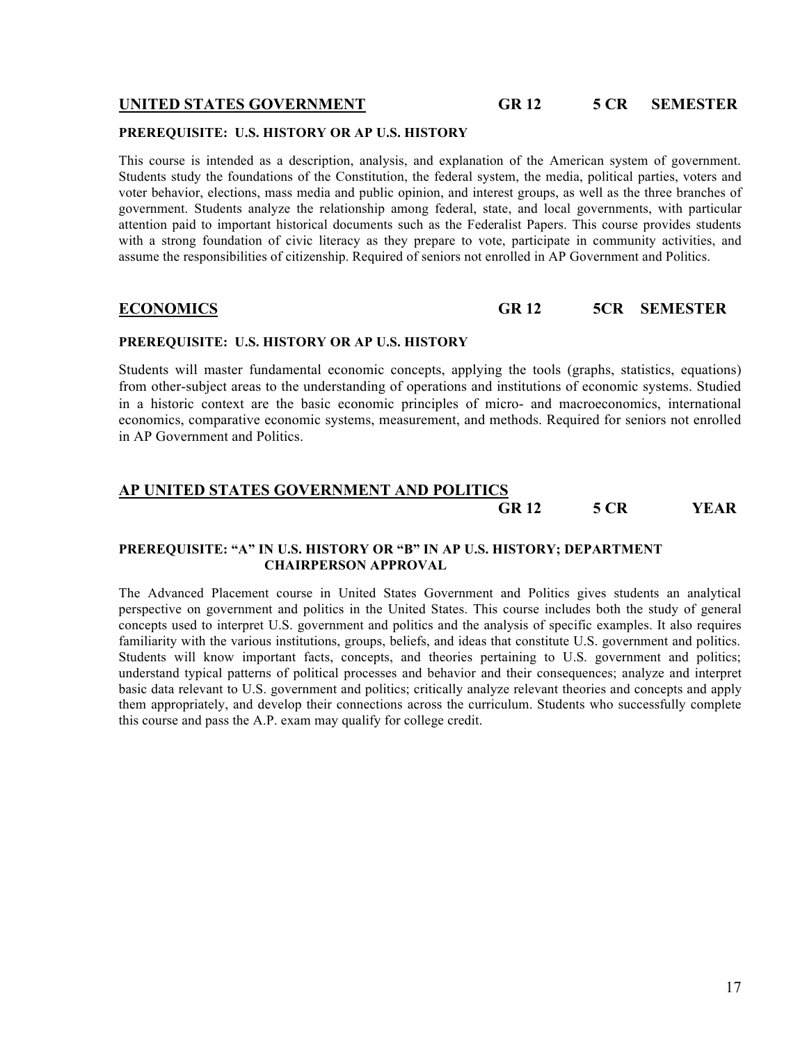## UNITED STATES GOVERNMENT — GR 12 — 5 CR — SEMESTER

**PREREQUISITE: U.S. HISTORY OR AP U.S. HISTORY**

This course is intended as a description, analysis, and explanation of the American system of government. Students study the foundations of the Constitution, the federal system, the media, political parties, voters and voter behavior, elections, mass media and public opinion, and interest groups, as well as the three branches of government. Students analyze the relationship among federal, state, and local governments, with particular attention paid to important historical documents such as the Federalist Papers. This course provides students with a strong foundation of civic literacy as they prepare to vote, participate in community activities, and assume the responsibilities of citizenship. Required of seniors not enrolled in AP Government and Politics.

## ECONOMICS — GR 12 — 5CR — SEMESTER

**PREREQUISITE: U.S. HISTORY OR AP U.S. HISTORY**

Students will master fundamental economic concepts, applying the tools (graphs, statistics, equations) from other-subject areas to the understanding of operations and institutions of economic systems. Studied in a historic context are the basic economic principles of micro- and macroeconomics, international economics, comparative economic systems, measurement, and methods. Required for seniors not enrolled in AP Government and Politics.

## AP UNITED STATES GOVERNMENT AND POLITICS — GR 12 — 5 CR — YEAR

**PREREQUISITE: "A" IN U.S. HISTORY OR "B" IN AP U.S. HISTORY; DEPARTMENT CHAIRPERSON APPROVAL**

The Advanced Placement course in United States Government and Politics gives students an analytical perspective on government and politics in the United States. This course includes both the study of general concepts used to interpret U.S. government and politics and the analysis of specific examples. It also requires familiarity with the various institutions, groups, beliefs, and ideas that constitute U.S. government and politics. Students will know important facts, concepts, and theories pertaining to U.S. government and politics; understand typical patterns of political processes and behavior and their consequences; analyze and interpret basic data relevant to U.S. government and politics; critically analyze relevant theories and concepts and apply them appropriately, and develop their connections across the curriculum. Students who successfully complete this course and pass the A.P. exam may qualify for college credit.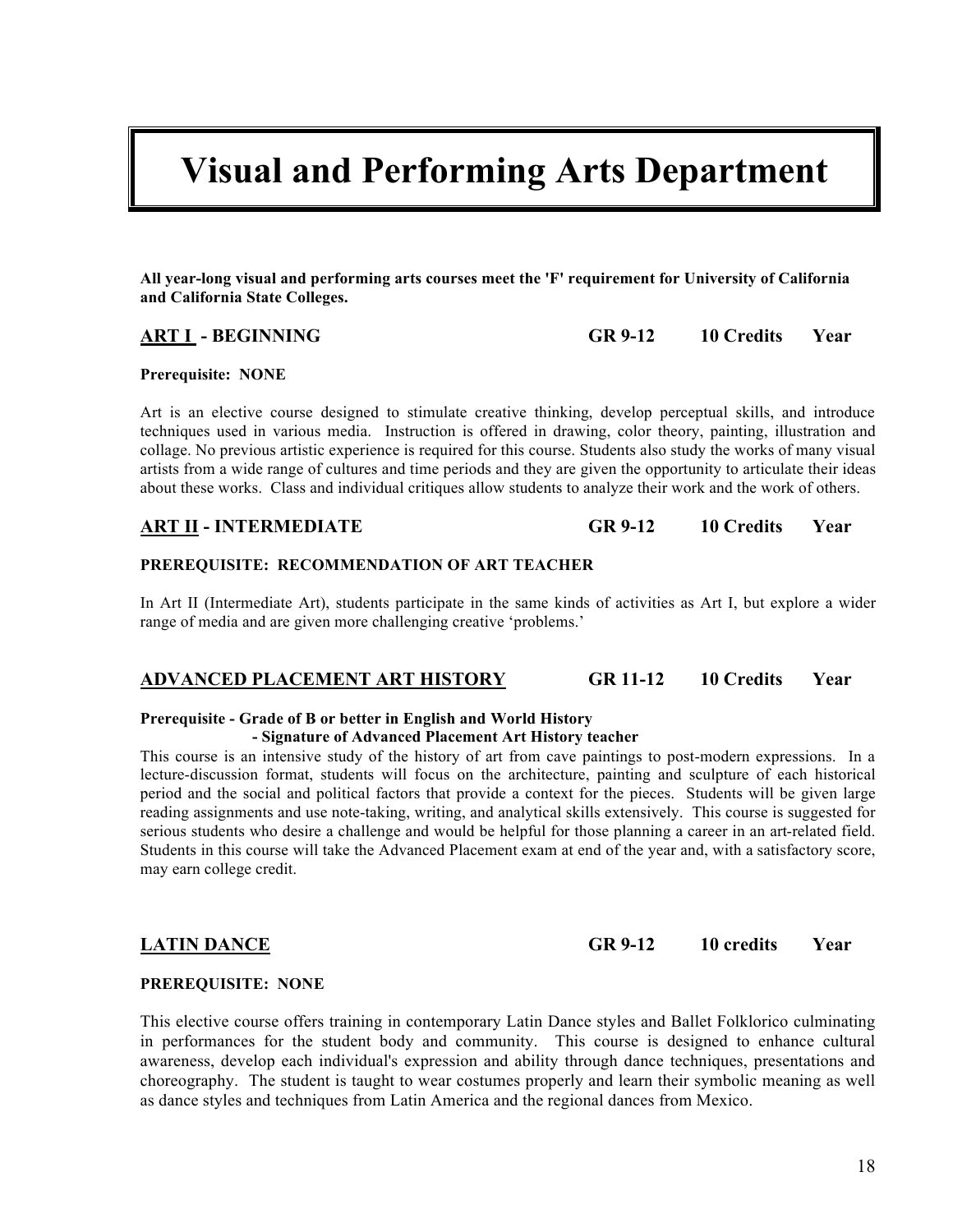# Visual and Performing Arts Department

**All year-long visual and performing arts courses meet the 'F' requirement for University of California and California State Colleges.**

## ART I - BEGINNING    GR 9-12    10 Credits    Year

**Prerequisite: NONE**

Art is an elective course designed to stimulate creative thinking, develop perceptual skills, and introduce techniques used in various media. Instruction is offered in drawing, color theory, painting, illustration and collage. No previous artistic experience is required for this course. Students also study the works of many visual artists from a wide range of cultures and time periods and they are given the opportunity to articulate their ideas about these works. Class and individual critiques allow students to analyze their work and the work of others.

## ART II - INTERMEDIATE    GR 9-12    10 Credits    Year

**PREREQUISITE: RECOMMENDATION OF ART TEACHER**

In Art II (Intermediate Art), students participate in the same kinds of activities as Art I, but explore a wider range of media and are given more challenging creative 'problems.'

## ADVANCED PLACEMENT ART HISTORY    GR 11-12    10 Credits    Year

**Prerequisite - Grade of B or better in English and World History**
**- Signature of Advanced Placement Art History teacher**

This course is an intensive study of the history of art from cave paintings to post-modern expressions. In a lecture-discussion format, students will focus on the architecture, painting and sculpture of each historical period and the social and political factors that provide a context for the pieces. Students will be given large reading assignments and use note-taking, writing, and analytical skills extensively. This course is suggested for serious students who desire a challenge and would be helpful for those planning a career in an art-related field. Students in this course will take the Advanced Placement exam at end of the year and, with a satisfactory score, may earn college credit.

## LATIN DANCE    GR 9-12    10 credits    Year

**PREREQUISITE: NONE**

This elective course offers training in contemporary Latin Dance styles and Ballet Folklorico culminating in performances for the student body and community. This course is designed to enhance cultural awareness, develop each individual's expression and ability through dance techniques, presentations and choreography. The student is taught to wear costumes properly and learn their symbolic meaning as well as dance styles and techniques from Latin America and the regional dances from Mexico.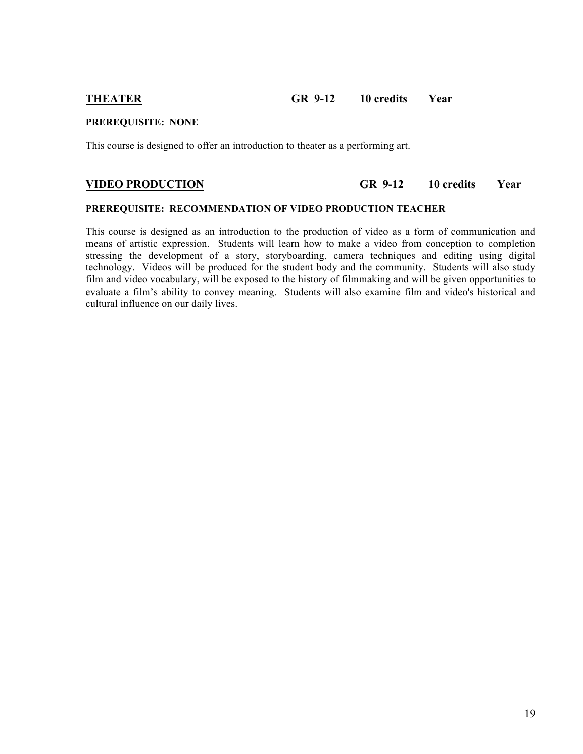## <u>THEATER</u> GR 9-12 10 credits Year

**PREREQUISITE: NONE**

This course is designed to offer an introduction to theater as a performing art.

## <u>VIDEO PRODUCTION</u> GR 9-12 10 credits Year

**PREREQUISITE: RECOMMENDATION OF VIDEO PRODUCTION TEACHER**

This course is designed as an introduction to the production of video as a form of communication and means of artistic expression. Students will learn how to make a video from conception to completion stressing the development of a story, storyboarding, camera techniques and editing using digital technology. Videos will be produced for the student body and the community. Students will also study film and video vocabulary, will be exposed to the history of filmmaking and will be given opportunities to evaluate a film's ability to convey meaning. Students will also examine film and video's historical and cultural influence on our daily lives.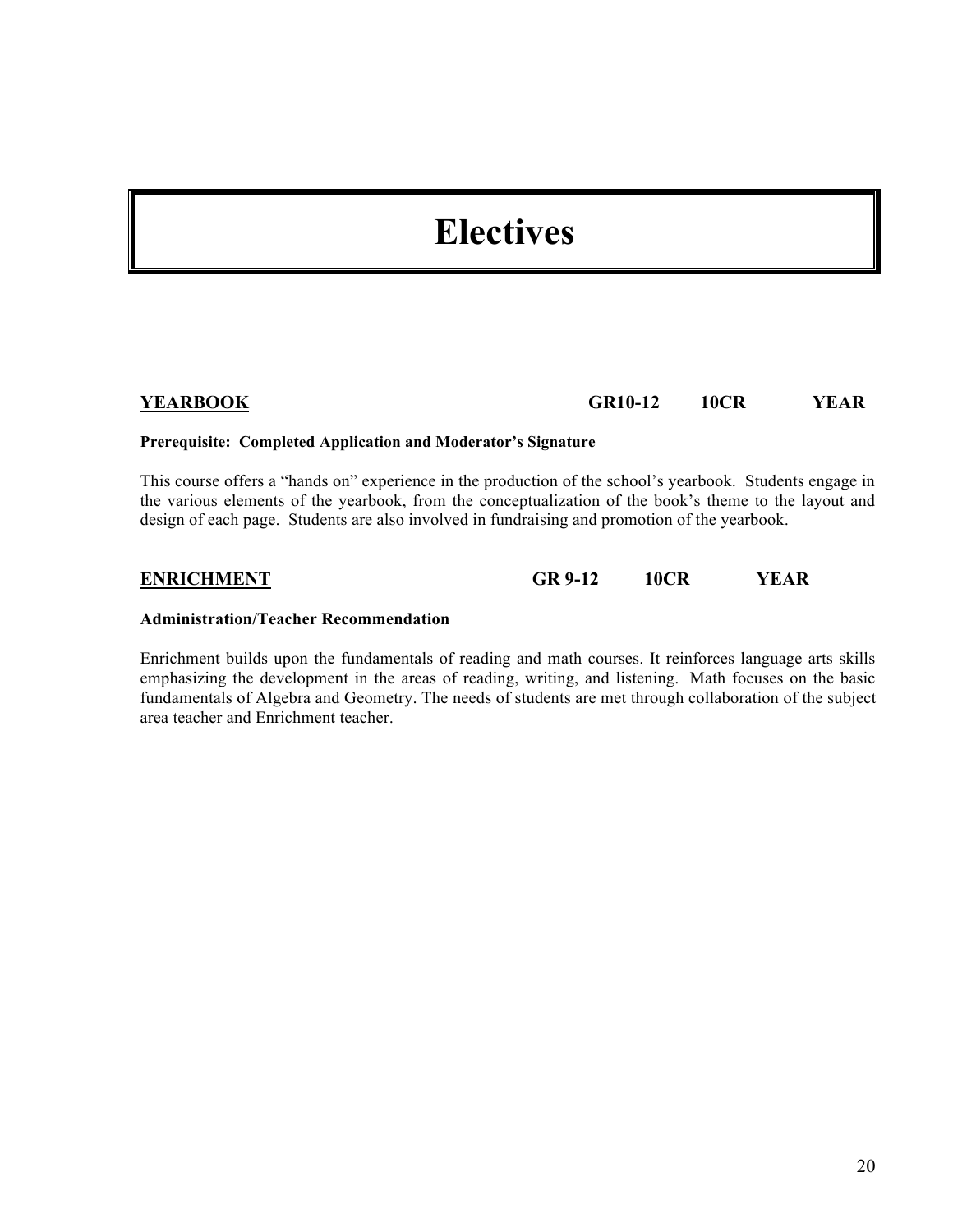# Electives

**<u>YEARBOOK</u>** **GR10-12 10CR YEAR**

**Prerequisite: Completed Application and Moderator's Signature**

This course offers a "hands on" experience in the production of the school's yearbook. Students engage in the various elements of the yearbook, from the conceptualization of the book's theme to the layout and design of each page. Students are also involved in fundraising and promotion of the yearbook.

**<u>ENRICHMENT</u>** **GR 9-12 10CR YEAR**

**Administration/Teacher Recommendation**

Enrichment builds upon the fundamentals of reading and math courses. It reinforces language arts skills emphasizing the development in the areas of reading, writing, and listening. Math focuses on the basic fundamentals of Algebra and Geometry. The needs of students are met through collaboration of the subject area teacher and Enrichment teacher.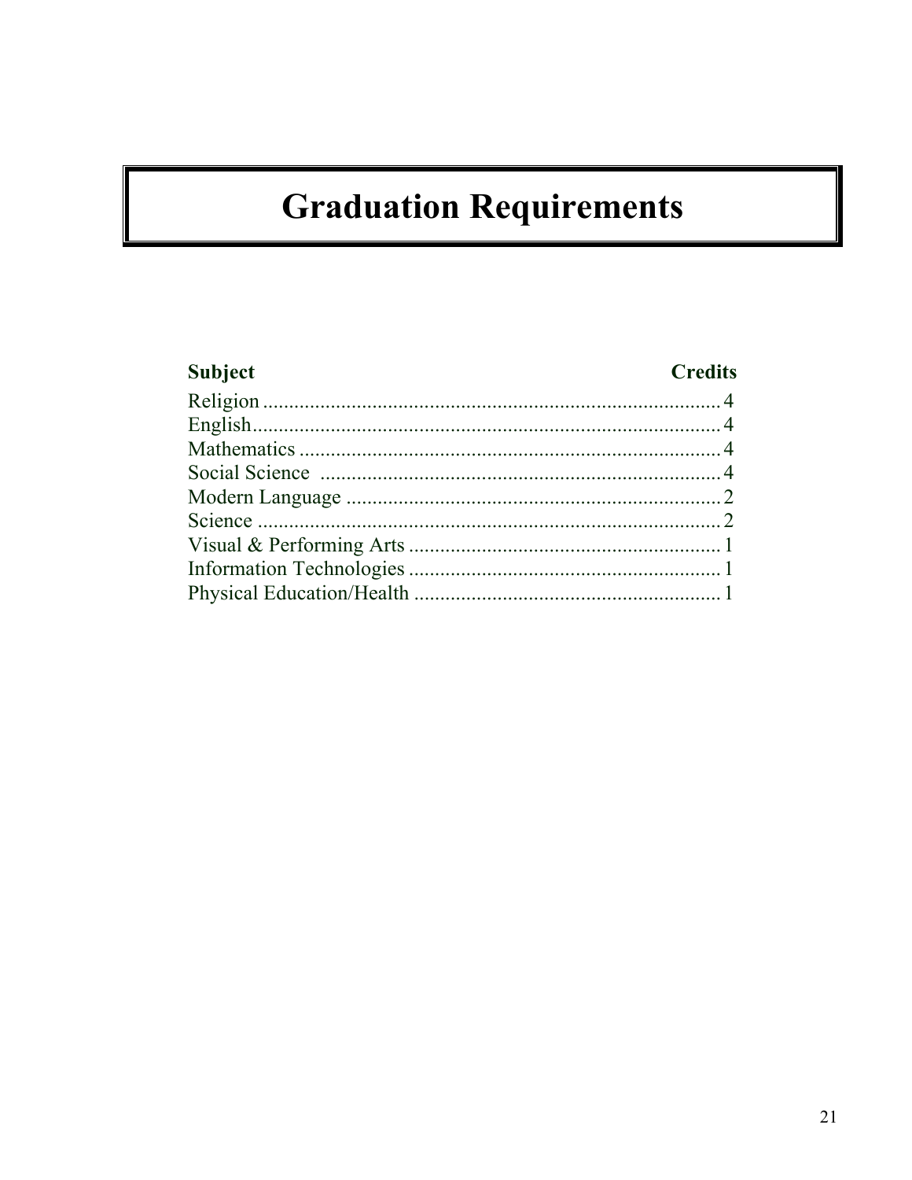# Graduation Requirements

| Subject | Credits |
|---|---|
| Religion | 4 |
| English | 4 |
| Mathematics | 4 |
| Social Science | 4 |
| Modern Language | 2 |
| Science | 2 |
| Visual & Performing Arts | 1 |
| Information Technologies | 1 |
| Physical Education/Health | 1 |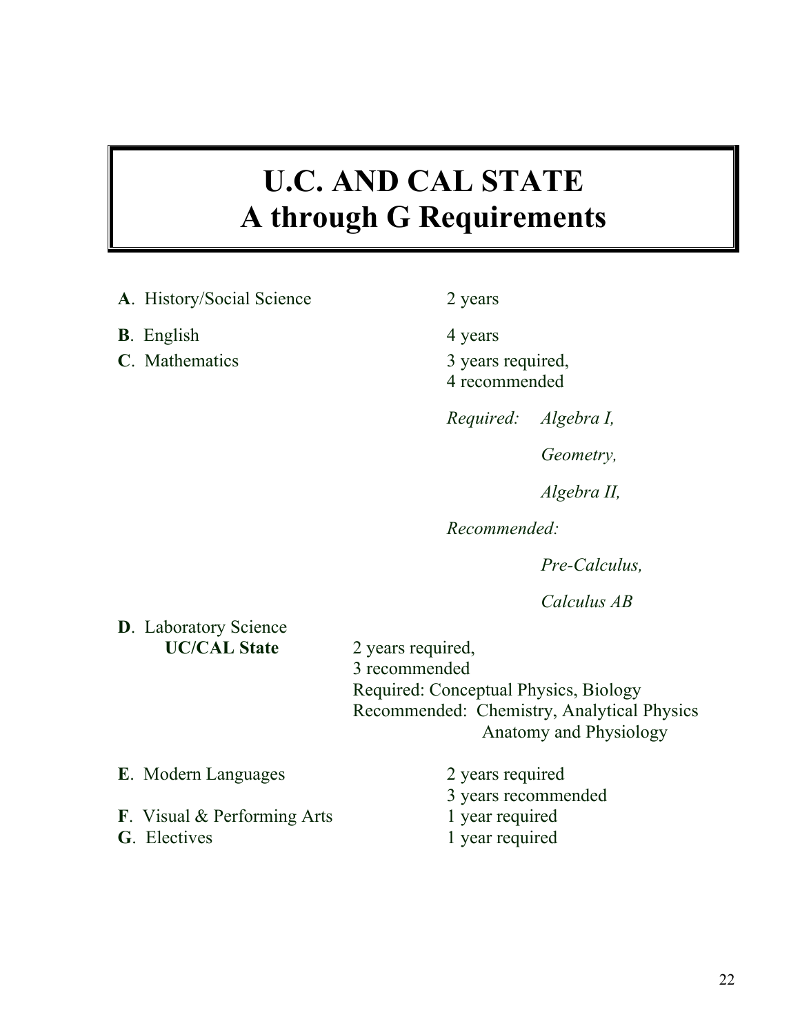# U.C. AND CAL STATE
# A through G Requirements

**A**. History/Social Science — 2 years

**B**. English — 4 years

**C**. Mathematics — 3 years required, 4 recommended

*Required:* *Algebra I,*

*Geometry,*

*Algebra II,*

*Recommended:*

*Pre-Calculus,*

*Calculus AB*

**D**. Laboratory Science

**UC/CAL State** — 2 years required, 3 recommended

Required: Conceptual Physics, Biology

Recommended: Chemistry, Analytical Physics, Anatomy and Physiology

**E**. Modern Languages — 2 years required, 3 years recommended

**F**. Visual & Performing Arts — 1 year required

**G**. Electives — 1 year required